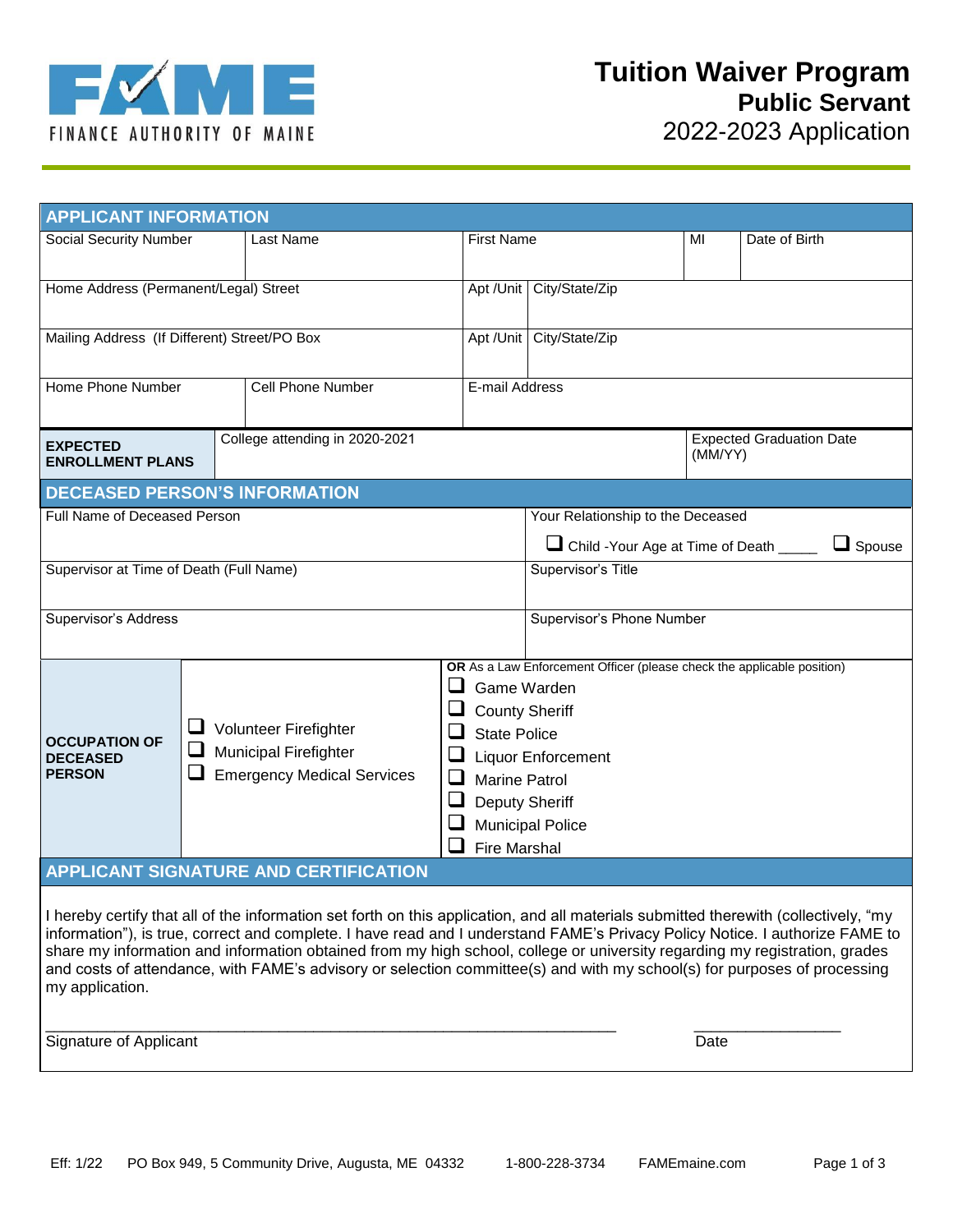FINANCE AUTHORITY OF MAINE

# Tuition Waiver Program
## Public Servant
2022-2023 Application

## APPLICANT INFORMATION

| Social Security Number | Last Name | First Name | MI | Date of Birth |
|---|---|---|---|---|
| | | | | |

| Home Address (Permanent/Legal) Street | Apt /Unit | City/State/Zip |
|---|---|---|
| | | |

| Mailing Address (If Different) Street/PO Box | Apt /Unit | City/State/Zip |
|---|---|---|
| | | |

| Home Phone Number | Cell Phone Number | E-mail Address |
|---|---|---|
| | | |

| **EXPECTED ENROLLMENT PLANS** | College attending in 2020-2021 | Expected Graduation Date (MM/YY) |
|---|---|---|
| | | |

## DECEASED PERSON'S INFORMATION

| Full Name of Deceased Person | Your Relationship to the Deceased<br>❑ Child -Your Age at Time of Death _____ ❑ Spouse |
|---|---|
| Supervisor at Time of Death (Full Name) | Supervisor's Title |
| Supervisor's Address | Supervisor's Phone Number |

**OCCUPATION OF DECEASED PERSON**

- ❑ Volunteer Firefighter
- ❑ Municipal Firefighter
- ❑ Emergency Medical Services

**OR** As a Law Enforcement Officer (please check the applicable position)

- ❑ Game Warden
- ❑ County Sheriff
- ❑ State Police
- ❑ Liquor Enforcement
- ❑ Marine Patrol
- ❑ Deputy Sheriff
- ❑ Municipal Police
- ❑ Fire Marshal

## APPLICANT SIGNATURE AND CERTIFICATION

I hereby certify that all of the information set forth on this application, and all materials submitted therewith (collectively, "my information"), is true, correct and complete. I have read and I understand FAME's Privacy Policy Notice. I authorize FAME to share my information and information obtained from my high school, college or university regarding my registration, grades and costs of attendance, with FAME's advisory or selection committee(s) and with my school(s) for purposes of processing my application.

_______________________________________________ &nbsp;&nbsp;&nbsp;&nbsp; ________________

Signature of Applicant &nbsp;&nbsp;&nbsp;&nbsp; Date

Eff: 1/22 PO Box 949, 5 Community Drive, Augusta, ME 04332 1-800-228-3734 FAMEmaine.com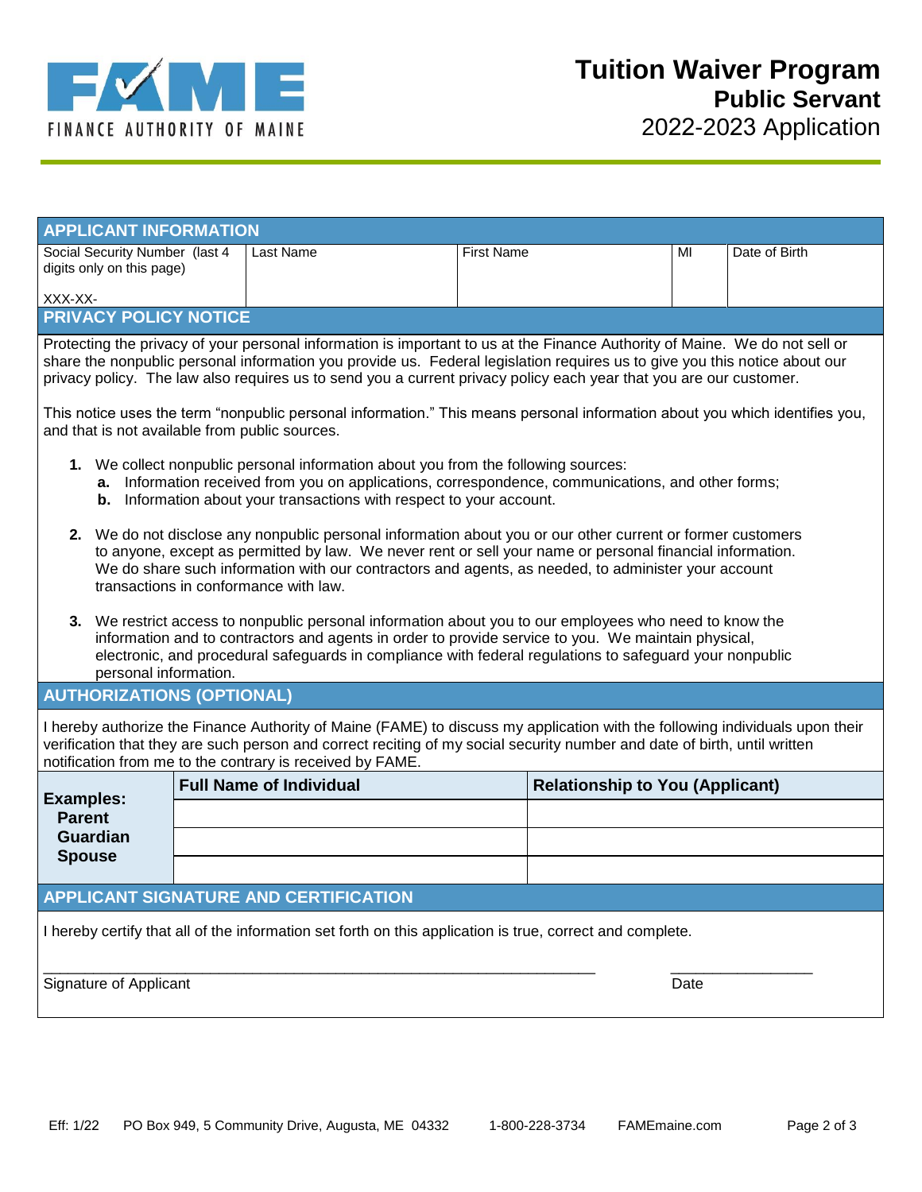FINANCE AUTHORITY OF MAINE

# Tuition Waiver Program
## Public Servant
2022-2023 Application

## APPLICANT INFORMATION

| Social Security Number (last 4 digits only on this page) XXX-XX- | Last Name | First Name | MI | Date of Birth |
|---|---|---|---|---|
| | | | | |

## PRIVACY POLICY NOTICE

Protecting the privacy of your personal information is important to us at the Finance Authority of Maine. We do not sell or share the nonpublic personal information you provide us. Federal legislation requires us to give you this notice about our privacy policy. The law also requires us to send you a current privacy policy each year that you are our customer.

This notice uses the term "nonpublic personal information." This means personal information about you which identifies you, and that is not available from public sources.

1. We collect nonpublic personal information about you from the following sources:
   - **a.** Information received from you on applications, correspondence, communications, and other forms;
   - **b.** Information about your transactions with respect to your account.
2. We do not disclose any nonpublic personal information about you or our other current or former customers to anyone, except as permitted by law. We never rent or sell your name or personal financial information. We do share such information with our contractors and agents, as needed, to administer your account transactions in conformance with law.
3. We restrict access to nonpublic personal information about you to our employees who need to know the information and to contractors and agents in order to provide service to you. We maintain physical, electronic, and procedural safeguards in compliance with federal regulations to safeguard your nonpublic personal information.

## AUTHORIZATIONS (OPTIONAL)

I hereby authorize the Finance Authority of Maine (FAME) to discuss my application with the following individuals upon their verification that they are such person and correct reciting of my social security number and date of birth, until written notification from me to the contrary is received by FAME.

| **Examples:** Parent, Guardian, Spouse | **Full Name of Individual** | **Relationship to You (Applicant)** |
|---|---|---|
| | | |
| | | |
| | | |

## APPLICANT SIGNATURE AND CERTIFICATION

I hereby certify that all of the information set forth on this application is true, correct and complete.

_______________________________________________ &nbsp;&nbsp;&nbsp; ________________

Signature of Applicant &nbsp;&nbsp;&nbsp; Date

Eff: 1/22 PO Box 949, 5 Community Drive, Augusta, ME 04332 1-800-228-3734 FAMEmaine.com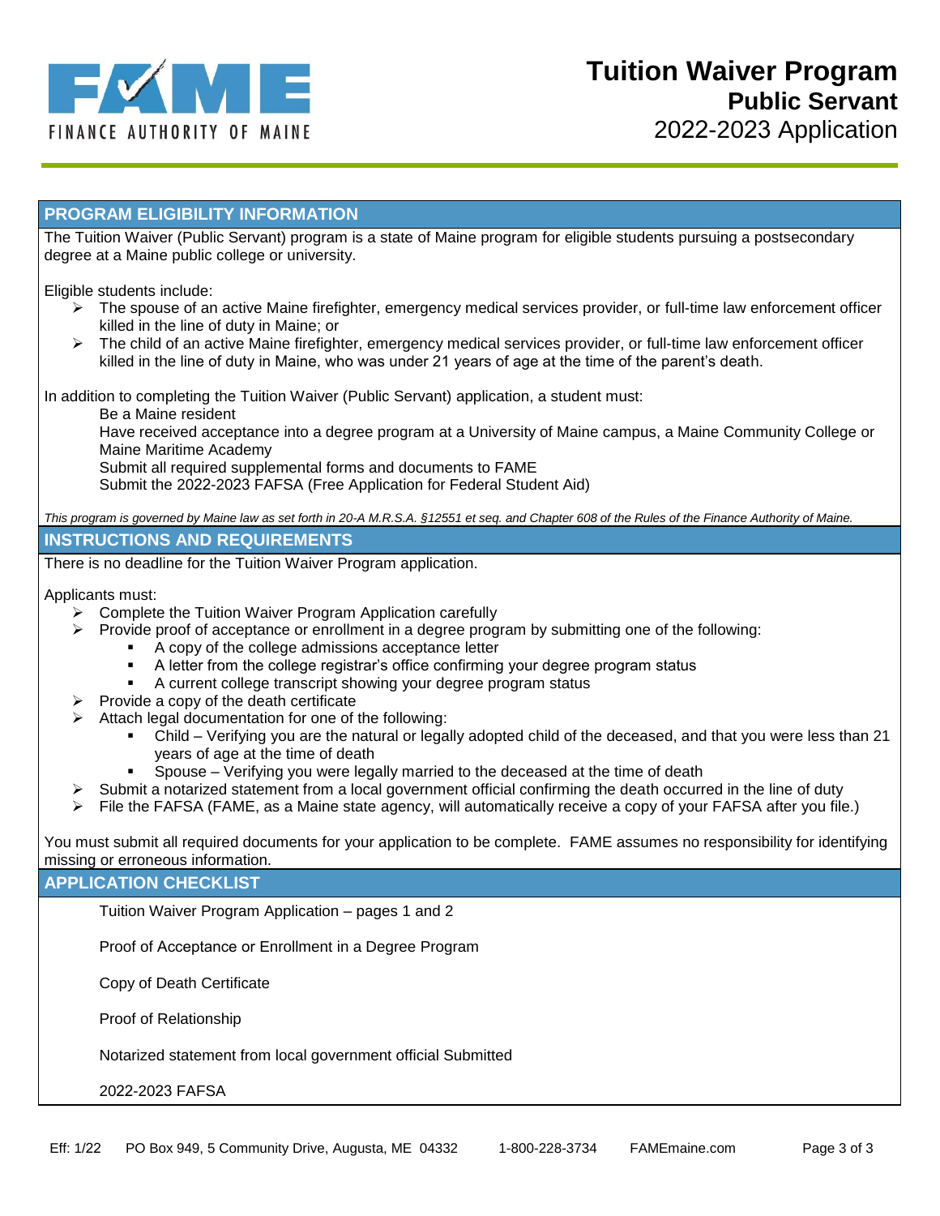# Tuition Waiver Program
## Public Servant
## 2022-2023 Application

FINANCE AUTHORITY OF MAINE

## PROGRAM ELIGIBILITY INFORMATION

The Tuition Waiver (Public Servant) program is a state of Maine program for eligible students pursuing a postsecondary degree at a Maine public college or university.

Eligible students include:

- The spouse of an active Maine firefighter, emergency medical services provider, or full-time law enforcement officer killed in the line of duty in Maine; or
- The child of an active Maine firefighter, emergency medical services provider, or full-time law enforcement officer killed in the line of duty in Maine, who was under 21 years of age at the time of the parent's death.

In addition to completing the Tuition Waiver (Public Servant) application, a student must:

Be a Maine resident
Have received acceptance into a degree program at a University of Maine campus, a Maine Community College or Maine Maritime Academy
Submit all required supplemental forms and documents to FAME
Submit the 2022-2023 FAFSA (Free Application for Federal Student Aid)

*This program is governed by Maine law as set forth in 20-A M.R.S.A. §12551 et seq. and Chapter 608 of the Rules of the Finance Authority of Maine.*

## INSTRUCTIONS AND REQUIREMENTS

There is no deadline for the Tuition Waiver Program application.

Applicants must:

- Complete the Tuition Waiver Program Application carefully
- Provide proof of acceptance or enrollment in a degree program by submitting one of the following:
  - A copy of the college admissions acceptance letter
  - A letter from the college registrar's office confirming your degree program status
  - A current college transcript showing your degree program status
- Provide a copy of the death certificate
- Attach legal documentation for one of the following:
  - Child – Verifying you are the natural or legally adopted child of the deceased, and that you were less than 21 years of age at the time of death
  - Spouse – Verifying you were legally married to the deceased at the time of death
- Submit a notarized statement from a local government official confirming the death occurred in the line of duty
- File the FAFSA (FAME, as a Maine state agency, will automatically receive a copy of your FAFSA after you file.)

You must submit all required documents for your application to be complete. FAME assumes no responsibility for identifying missing or erroneous information.

## APPLICATION CHECKLIST

Tuition Waiver Program Application – pages 1 and 2

Proof of Acceptance or Enrollment in a Degree Program

Copy of Death Certificate

Proof of Relationship

Notarized statement from local government official Submitted

2022-2023 FAFSA

Eff: 1/22 PO Box 949, 5 Community Drive, Augusta, ME 04332 1-800-228-3734 FAMEmaine.com